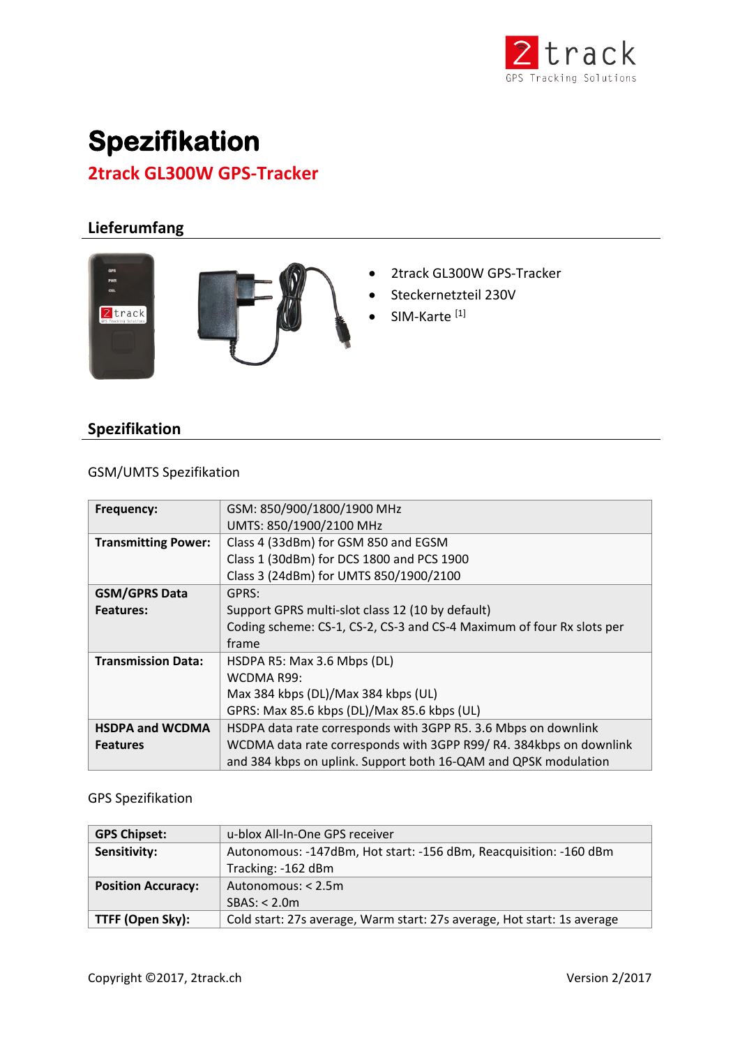# Spezifikation

## 2track GL300W GPS-Tracker

### Lieferumfang

- 2track GL300W GPS-Tracker
- Steckernetzteil 230V
- SIM-Karte [1]

### Spezifikation

GSM/UMTS Spezifikation

| | |
|---|---|
| **Frequency:** | GSM: 850/900/1800/1900 MHz<br>UMTS: 850/1900/2100 MHz |
| **Transmitting Power:** | Class 4 (33dBm) for GSM 850 and EGSM<br>Class 1 (30dBm) for DCS 1800 and PCS 1900<br>Class 3 (24dBm) for UMTS 850/1900/2100 |
| **GSM/GPRS Data Features:** | GPRS:<br>Support GPRS multi-slot class 12 (10 by default)<br>Coding scheme: CS-1, CS-2, CS-3 and CS-4 Maximum of four Rx slots per frame |
| **Transmission Data:** | HSDPA R5: Max 3.6 Mbps (DL)<br>WCDMA R99:<br>Max 384 kbps (DL)/Max 384 kbps (UL)<br>GPRS: Max 85.6 kbps (DL)/Max 85.6 kbps (UL) |
| **HSDPA and WCDMA Features** | HSDPA data rate corresponds with 3GPP R5. 3.6 Mbps on downlink<br>WCDMA data rate corresponds with 3GPP R99/ R4. 384kbps on downlink and 384 kbps on uplink. Support both 16-QAM and QPSK modulation |

GPS Spezifikation

| | |
|---|---|
| **GPS Chipset:** | u-blox All-In-One GPS receiver |
| **Sensitivity:** | Autonomous: -147dBm, Hot start: -156 dBm, Reacquisition: -160 dBm<br>Tracking: -162 dBm |
| **Position Accuracy:** | Autonomous: < 2.5m<br>SBAS: < 2.0m |
| **TTFF (Open Sky):** | Cold start: 27s average, Warm start: 27s average, Hot start: 1s average |

Copyright ©2017, 2track.ch

Version 2/2017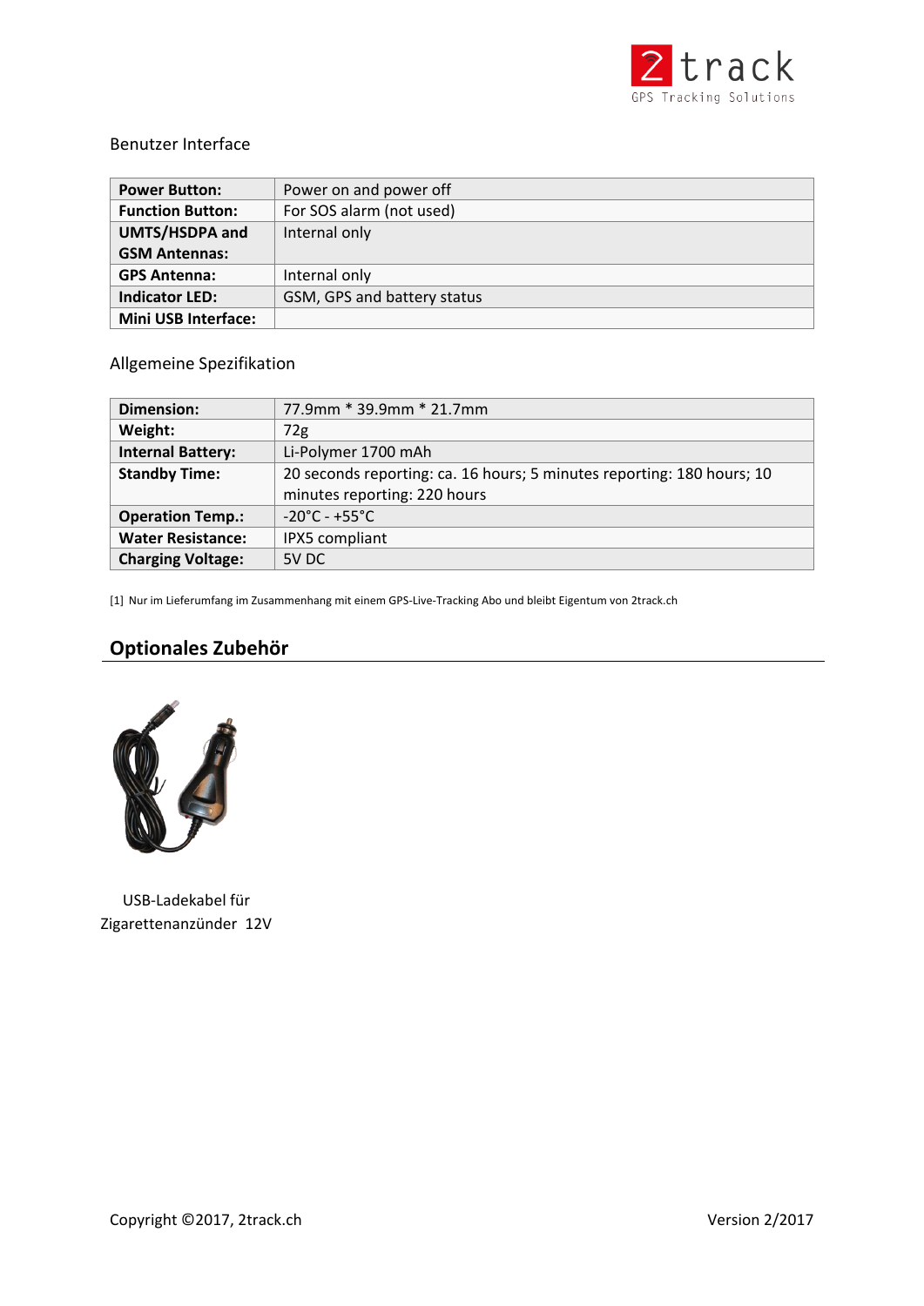Benutzer Interface

| | |
|---|---|
| **Power Button:** | Power on and power off |
| **Function Button:** | For SOS alarm (not used) |
| **UMTS/HSDPA and GSM Antennas:** | Internal only |
| **GPS Antenna:** | Internal only |
| **Indicator LED:** | GSM, GPS and battery status |
| **Mini USB Interface:** | |

Allgemeine Spezifikation

| | |
|---|---|
| **Dimension:** | 77.9mm * 39.9mm * 21.7mm |
| **Weight:** | 72g |
| **Internal Battery:** | Li-Polymer 1700 mAh |
| **Standby Time:** | 20 seconds reporting: ca. 16 hours; 5 minutes reporting: 180 hours; 10 minutes reporting: 220 hours |
| **Operation Temp.:** | -20°C - +55°C |
| **Water Resistance:** | IPX5 compliant |
| **Charging Voltage:** | 5V DC |

[1] Nur im Lieferumfang im Zusammenhang mit einem GPS-Live-Tracking Abo und bleibt Eigentum von 2track.ch

## Optionales Zubehör

USB-Ladekabel für Zigarettenanzünder 12V

Copyright ©2017, 2track.ch Version 2/2017